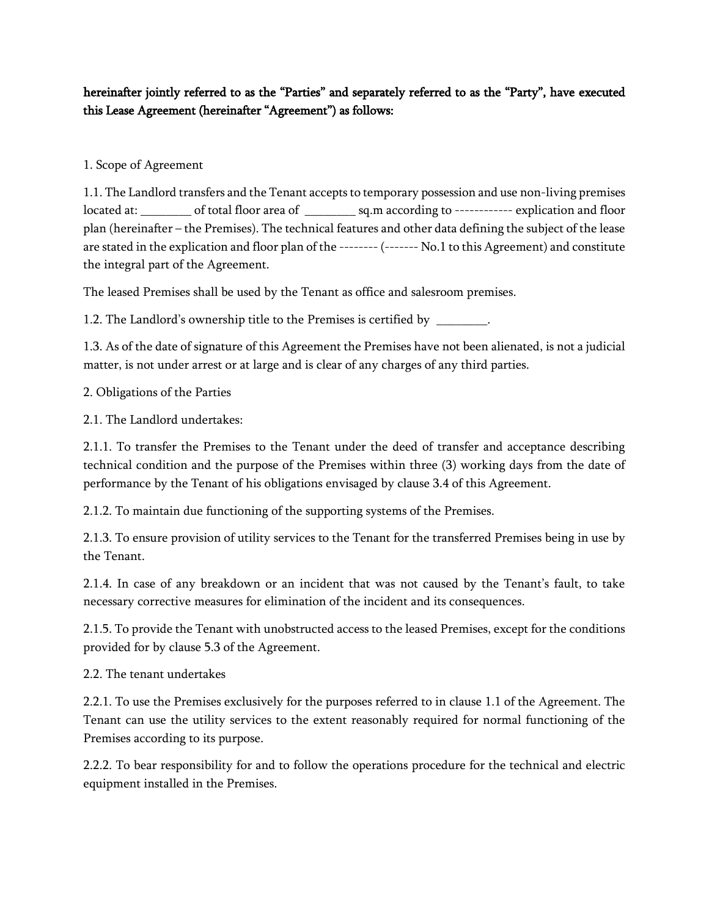**hereinafter jointly referred to as the "Parties" and separately referred to as the "Party", have executed this Lease Agreement (hereinafter "Agreement") as follows:**

1. Scope of Agreement

1.1. The Landlord transfers and the Tenant accepts to temporary possession and use non-living premises located at: ________ of total floor area of ________ sq.m according to ------------ explication and floor plan (hereinafter – the Premises). The technical features and other data defining the subject of the lease are stated in the explication and floor plan of the -------- (------- No.1 to this Agreement) and constitute the integral part of the Agreement.

The leased Premises shall be used by the Tenant as office and salesroom premises.

1.2. The Landlord's ownership title to the Premises is certified by ________.

1.3. As of the date of signature of this Agreement the Premises have not been alienated, is not a judicial matter, is not under arrest or at large and is clear of any charges of any third parties.

2. Obligations of the Parties

2.1. The Landlord undertakes:

2.1.1. To transfer the Premises to the Tenant under the deed of transfer and acceptance describing technical condition and the purpose of the Premises within three (3) working days from the date of performance by the Tenant of his obligations envisaged by clause 3.4 of this Agreement.

2.1.2. To maintain due functioning of the supporting systems of the Premises.

2.1.3. To ensure provision of utility services to the Tenant for the transferred Premises being in use by the Tenant.

2.1.4. In case of any breakdown or an incident that was not caused by the Tenant's fault, to take necessary corrective measures for elimination of the incident and its consequences.

2.1.5. To provide the Tenant with unobstructed access to the leased Premises, except for the conditions provided for by clause 5.3 of the Agreement.

2.2. The tenant undertakes

2.2.1. To use the Premises exclusively for the purposes referred to in clause 1.1 of the Agreement. The Tenant can use the utility services to the extent reasonably required for normal functioning of the Premises according to its purpose.

2.2.2. To bear responsibility for and to follow the operations procedure for the technical and electric equipment installed in the Premises.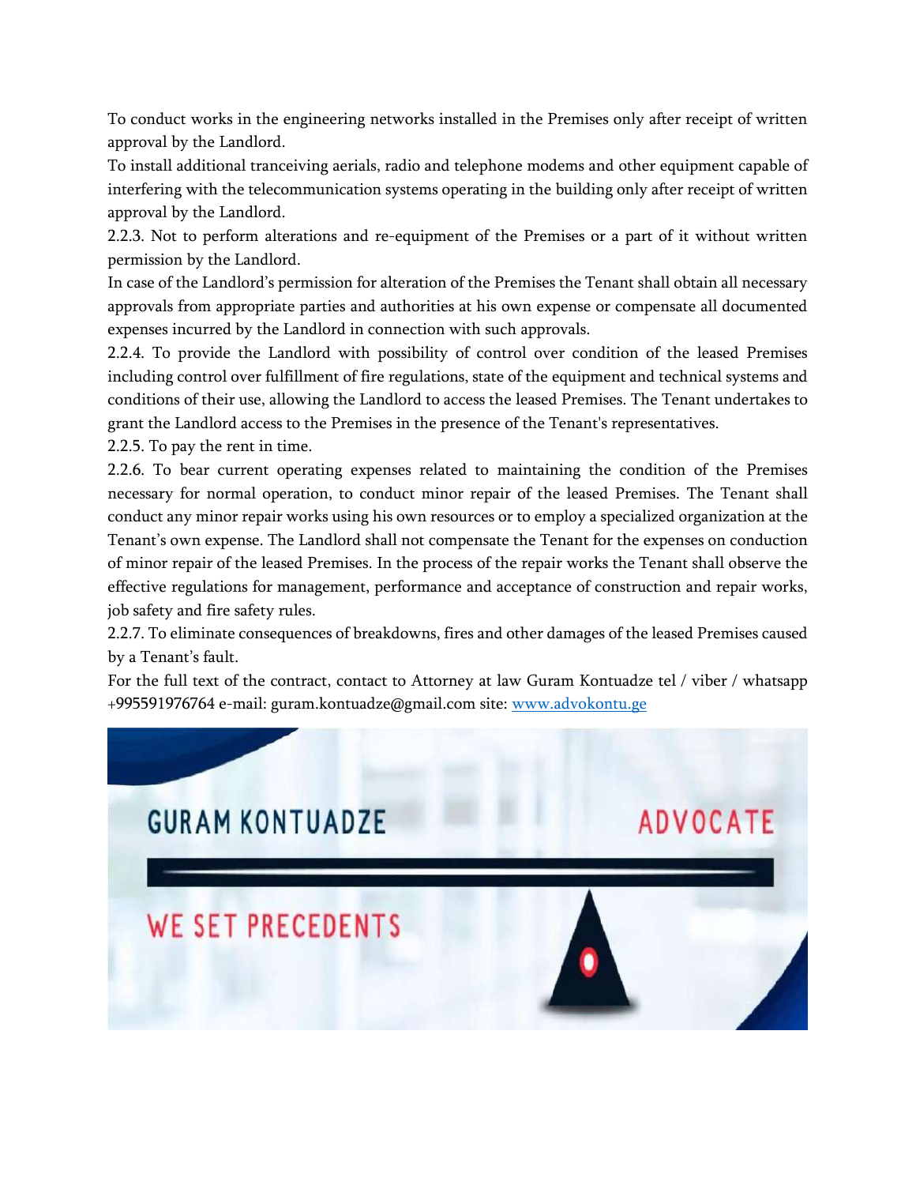To conduct works in the engineering networks installed in the Premises only after receipt of written approval by the Landlord.

To install additional tranceiving aerials, radio and telephone modems and other equipment capable of interfering with the telecommunication systems operating in the building only after receipt of written approval by the Landlord.

2.2.3. Not to perform alterations and re-equipment of the Premises or a part of it without written permission by the Landlord.

In case of the Landlord's permission for alteration of the Premises the Tenant shall obtain all necessary approvals from appropriate parties and authorities at his own expense or compensate all documented expenses incurred by the Landlord in connection with such approvals.

2.2.4. To provide the Landlord with possibility of control over condition of the leased Premises including control over fulfillment of fire regulations, state of the equipment and technical systems and conditions of their use, allowing the Landlord to access the leased Premises. The Tenant undertakes to grant the Landlord access to the Premises in the presence of the Tenant's representatives.

2.2.5. To pay the rent in time.

2.2.6. To bear current operating expenses related to maintaining the condition of the Premises necessary for normal operation, to conduct minor repair of the leased Premises. The Tenant shall conduct any minor repair works using his own resources or to employ a specialized organization at the Tenant's own expense. The Landlord shall not compensate the Tenant for the expenses on conduction of minor repair of the leased Premises. In the process of the repair works the Tenant shall observe the effective regulations for management, performance and acceptance of construction and repair works, job safety and fire safety rules.

2.2.7. To eliminate consequences of breakdowns, fires and other damages of the leased Premises caused by a Tenant's fault.

For the full text of the contract, contact to Attorney at law Guram Kontuadze tel / viber / whatsapp +995591976764 e-mail: guram.kontuadze@gmail.com site: [www.advokontu.ge](http://www.advokontu.ge)

GURAM KONTUADZE ADVOCATE

WE SET PRECEDENTS